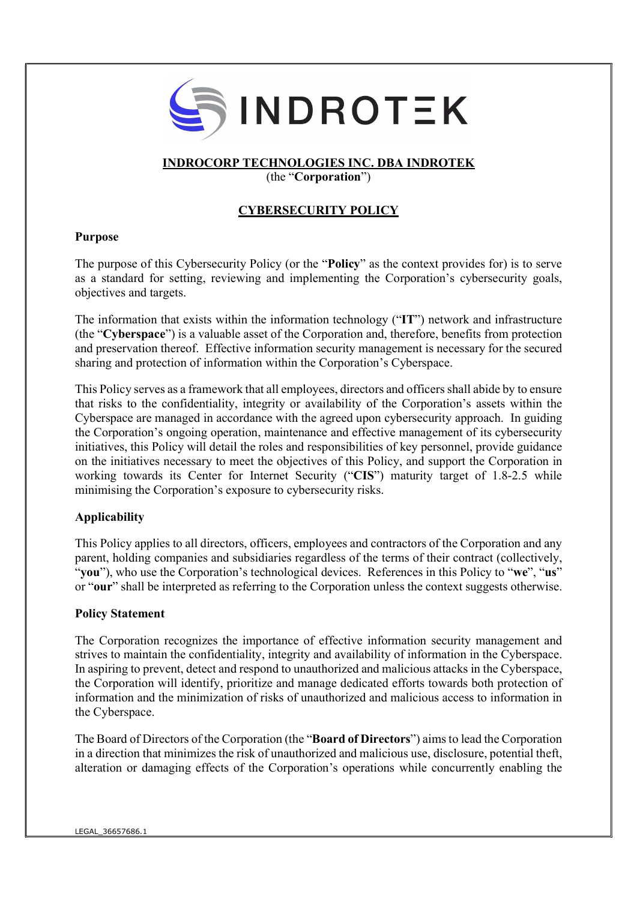**INDROCORP TECHNOLOGIES INC. DBA INDROTEK**
(the "**Corporation**")

# CYBERSECURITY POLICY

## Purpose

The purpose of this Cybersecurity Policy (or the "**Policy**" as the context provides for) is to serve as a standard for setting, reviewing and implementing the Corporation's cybersecurity goals, objectives and targets.

The information that exists within the information technology ("**IT**") network and infrastructure (the "**Cyberspace**") is a valuable asset of the Corporation and, therefore, benefits from protection and preservation thereof. Effective information security management is necessary for the secured sharing and protection of information within the Corporation's Cyberspace.

This Policy serves as a framework that all employees, directors and officers shall abide by to ensure that risks to the confidentiality, integrity or availability of the Corporation's assets within the Cyberspace are managed in accordance with the agreed upon cybersecurity approach. In guiding the Corporation's ongoing operation, maintenance and effective management of its cybersecurity initiatives, this Policy will detail the roles and responsibilities of key personnel, provide guidance on the initiatives necessary to meet the objectives of this Policy, and support the Corporation in working towards its Center for Internet Security ("**CIS**") maturity target of 1.8-2.5 while minimising the Corporation's exposure to cybersecurity risks.

## Applicability

This Policy applies to all directors, officers, employees and contractors of the Corporation and any parent, holding companies and subsidiaries regardless of the terms of their contract (collectively, "**you**"), who use the Corporation's technological devices. References in this Policy to "**we**", "**us**" or "**our**" shall be interpreted as referring to the Corporation unless the context suggests otherwise.

## Policy Statement

The Corporation recognizes the importance of effective information security management and strives to maintain the confidentiality, integrity and availability of information in the Cyberspace. In aspiring to prevent, detect and respond to unauthorized and malicious attacks in the Cyberspace, the Corporation will identify, prioritize and manage dedicated efforts towards both protection of information and the minimization of risks of unauthorized and malicious access to information in the Cyberspace.

The Board of Directors of the Corporation (the "**Board of Directors**") aims to lead the Corporation in a direction that minimizes the risk of unauthorized and malicious use, disclosure, potential theft, alteration or damaging effects of the Corporation's operations while concurrently enabling the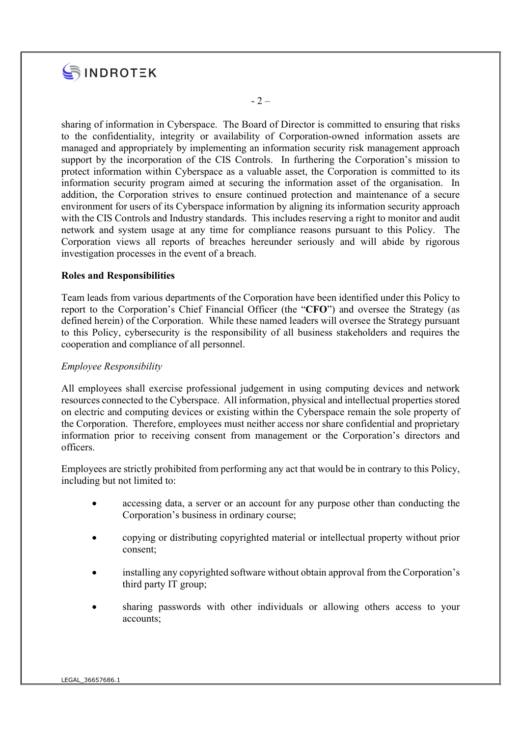sharing of information in Cyberspace. The Board of Director is committed to ensuring that risks to the confidentiality, integrity or availability of Corporation-owned information assets are managed and appropriately by implementing an information security risk management approach support by the incorporation of the CIS Controls. In furthering the Corporation's mission to protect information within Cyberspace as a valuable asset, the Corporation is committed to its information security program aimed at securing the information asset of the organisation. In addition, the Corporation strives to ensure continued protection and maintenance of a secure environment for users of its Cyberspace information by aligning its information security approach with the CIS Controls and Industry standards. This includes reserving a right to monitor and audit network and system usage at any time for compliance reasons pursuant to this Policy. The Corporation views all reports of breaches hereunder seriously and will abide by rigorous investigation processes in the event of a breach.

**Roles and Responsibilities**

Team leads from various departments of the Corporation have been identified under this Policy to report to the Corporation's Chief Financial Officer (the "**CFO**") and oversee the Strategy (as defined herein) of the Corporation. While these named leaders will oversee the Strategy pursuant to this Policy, cybersecurity is the responsibility of all business stakeholders and requires the cooperation and compliance of all personnel.

*Employee Responsibility*

All employees shall exercise professional judgement in using computing devices and network resources connected to the Cyberspace. All information, physical and intellectual properties stored on electric and computing devices or existing within the Cyberspace remain the sole property of the Corporation. Therefore, employees must neither access nor share confidential and proprietary information prior to receiving consent from management or the Corporation's directors and officers.

Employees are strictly prohibited from performing any act that would be in contrary to this Policy, including but not limited to:

- accessing data, a server or an account for any purpose other than conducting the Corporation's business in ordinary course;
- copying or distributing copyrighted material or intellectual property without prior consent;
- installing any copyrighted software without obtain approval from the Corporation's third party IT group;
- sharing passwords with other individuals or allowing others access to your accounts;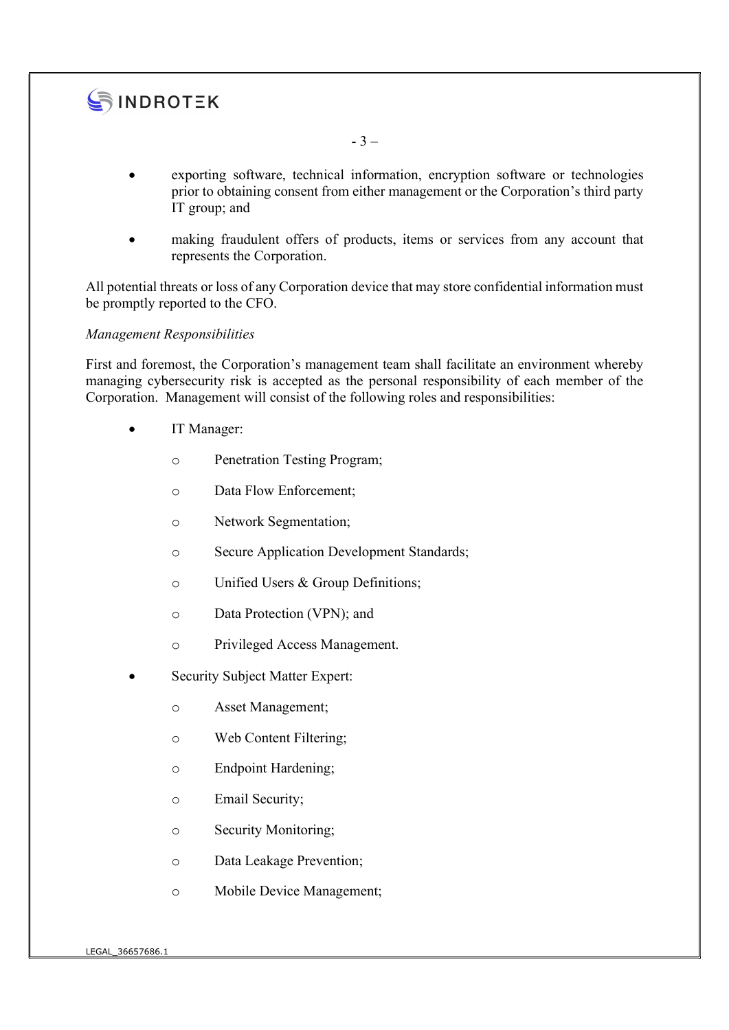- exporting software, technical information, encryption software or technologies prior to obtaining consent from either management or the Corporation's third party IT group; and
- making fraudulent offers of products, items or services from any account that represents the Corporation.

All potential threats or loss of any Corporation device that may store confidential information must be promptly reported to the CFO.

*Management Responsibilities*

First and foremost, the Corporation's management team shall facilitate an environment whereby managing cybersecurity risk is accepted as the personal responsibility of each member of the Corporation. Management will consist of the following roles and responsibilities:

- IT Manager:
  - Penetration Testing Program;
  - Data Flow Enforcement;
  - Network Segmentation;
  - Secure Application Development Standards;
  - Unified Users & Group Definitions;
  - Data Protection (VPN); and
  - Privileged Access Management.
- Security Subject Matter Expert:
  - Asset Management;
  - Web Content Filtering;
  - Endpoint Hardening;
  - Email Security;
  - Security Monitoring;
  - Data Leakage Prevention;
  - Mobile Device Management;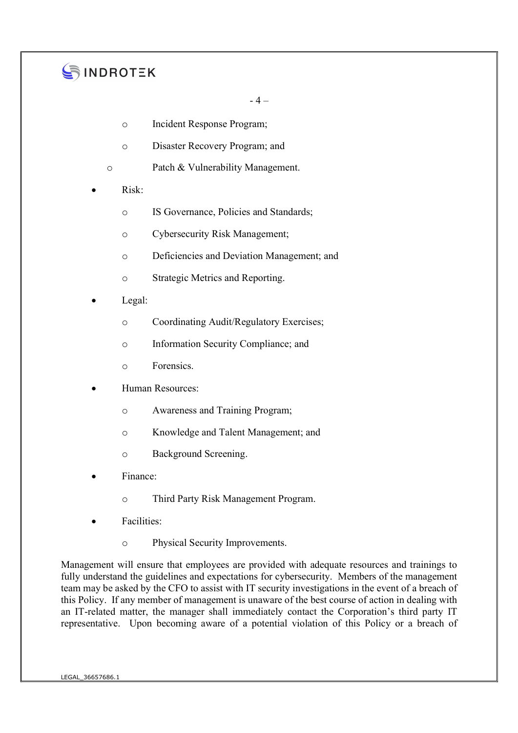- Incident Response Program;
  - Disaster Recovery Program; and
  - Patch & Vulnerability Management.

- Risk:
  - IS Governance, Policies and Standards;
  - Cybersecurity Risk Management;
  - Deficiencies and Deviation Management; and
  - Strategic Metrics and Reporting.
- Legal:
  - Coordinating Audit/Regulatory Exercises;
  - Information Security Compliance; and
  - Forensics.
- Human Resources:
  - Awareness and Training Program;
  - Knowledge and Talent Management; and
  - Background Screening.
- Finance:
  - Third Party Risk Management Program.
- Facilities:
  - Physical Security Improvements.

Management will ensure that employees are provided with adequate resources and trainings to fully understand the guidelines and expectations for cybersecurity. Members of the management team may be asked by the CFO to assist with IT security investigations in the event of a breach of this Policy. If any member of management is unaware of the best course of action in dealing with an IT-related matter, the manager shall immediately contact the Corporation's third party IT representative. Upon becoming aware of a potential violation of this Policy or a breach of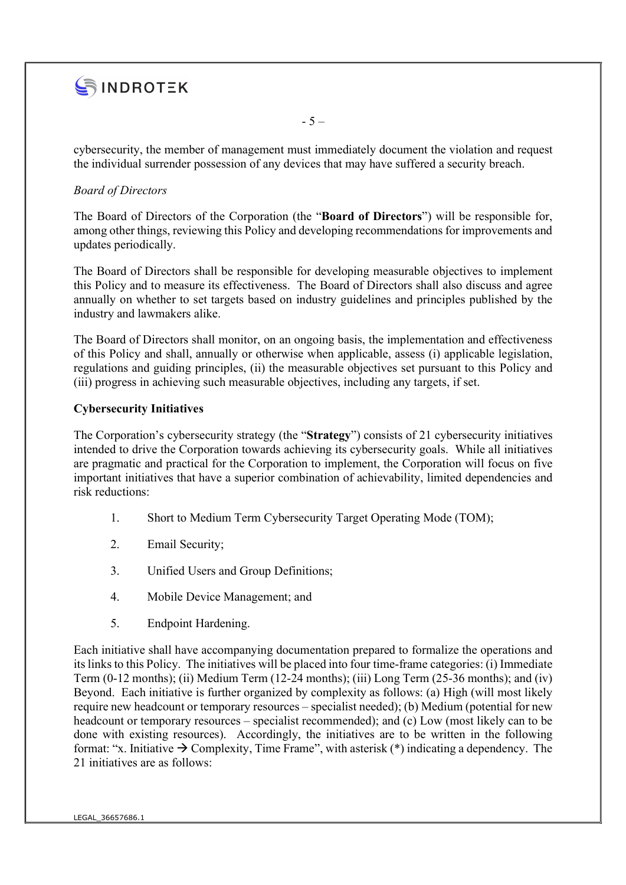cybersecurity, the member of management must immediately document the violation and request the individual surrender possession of any devices that may have suffered a security breach.

*Board of Directors*

The Board of Directors of the Corporation (the "**Board of Directors**") will be responsible for, among other things, reviewing this Policy and developing recommendations for improvements and updates periodically.

The Board of Directors shall be responsible for developing measurable objectives to implement this Policy and to measure its effectiveness. The Board of Directors shall also discuss and agree annually on whether to set targets based on industry guidelines and principles published by the industry and lawmakers alike.

The Board of Directors shall monitor, on an ongoing basis, the implementation and effectiveness of this Policy and shall, annually or otherwise when applicable, assess (i) applicable legislation, regulations and guiding principles, (ii) the measurable objectives set pursuant to this Policy and (iii) progress in achieving such measurable objectives, including any targets, if set.

**Cybersecurity Initiatives**

The Corporation's cybersecurity strategy (the "**Strategy**") consists of 21 cybersecurity initiatives intended to drive the Corporation towards achieving its cybersecurity goals. While all initiatives are pragmatic and practical for the Corporation to implement, the Corporation will focus on five important initiatives that have a superior combination of achievability, limited dependencies and risk reductions:

1. Short to Medium Term Cybersecurity Target Operating Mode (TOM);
2. Email Security;
3. Unified Users and Group Definitions;
4. Mobile Device Management; and
5. Endpoint Hardening.

Each initiative shall have accompanying documentation prepared to formalize the operations and its links to this Policy. The initiatives will be placed into four time-frame categories: (i) Immediate Term (0-12 months); (ii) Medium Term (12-24 months); (iii) Long Term (25-36 months); and (iv) Beyond. Each initiative is further organized by complexity as follows: (a) High (will most likely require new headcount or temporary resources – specialist needed); (b) Medium (potential for new headcount or temporary resources – specialist recommended); and (c) Low (most likely can to be done with existing resources). Accordingly, the initiatives are to be written in the following format: "x. Initiative → Complexity, Time Frame", with asterisk (*) indicating a dependency. The 21 initiatives are as follows: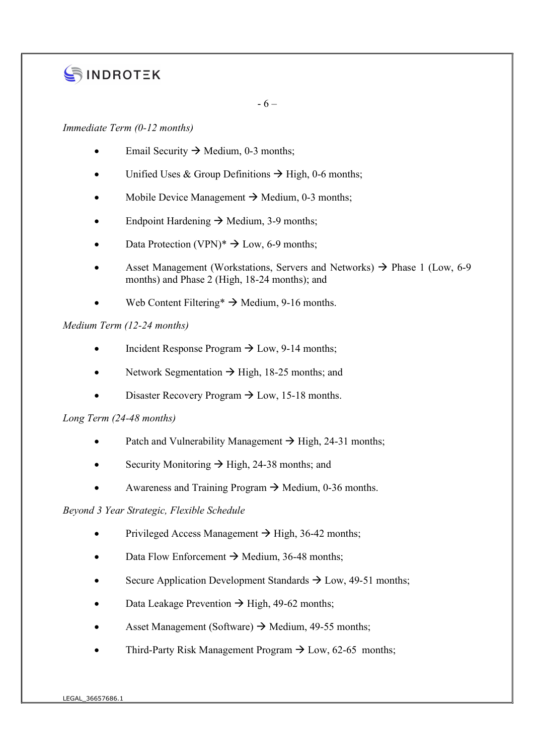*Immediate Term (0-12 months)*

- Email Security → Medium, 0-3 months;
- Unified Uses & Group Definitions → High, 0-6 months;
- Mobile Device Management → Medium, 0-3 months;
- Endpoint Hardening → Medium, 3-9 months;
- Data Protection (VPN)* → Low, 6-9 months;
- Asset Management (Workstations, Servers and Networks) → Phase 1 (Low, 6-9 months) and Phase 2 (High, 18-24 months); and
- Web Content Filtering* → Medium, 9-16 months.

*Medium Term (12-24 months)*

- Incident Response Program → Low, 9-14 months;
- Network Segmentation → High, 18-25 months; and
- Disaster Recovery Program → Low, 15-18 months.

*Long Term (24-48 months)*

- Patch and Vulnerability Management → High, 24-31 months;
- Security Monitoring → High, 24-38 months; and
- Awareness and Training Program → Medium, 0-36 months.

*Beyond 3 Year Strategic, Flexible Schedule*

- Privileged Access Management → High, 36-42 months;
- Data Flow Enforcement → Medium, 36-48 months;
- Secure Application Development Standards → Low, 49-51 months;
- Data Leakage Prevention → High, 49-62 months;
- Asset Management (Software) → Medium, 49-55 months;
- Third-Party Risk Management Program → Low, 62-65 months;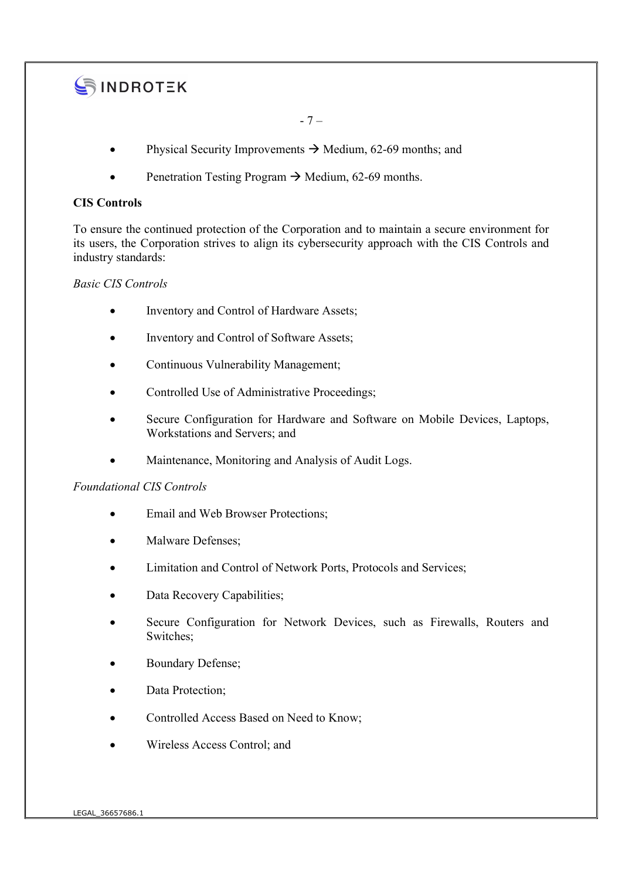- Physical Security Improvements → Medium, 62-69 months; and
- Penetration Testing Program → Medium, 62-69 months.

**CIS Controls**

To ensure the continued protection of the Corporation and to maintain a secure environment for its users, the Corporation strives to align its cybersecurity approach with the CIS Controls and industry standards:

*Basic CIS Controls*

- Inventory and Control of Hardware Assets;
- Inventory and Control of Software Assets;
- Continuous Vulnerability Management;
- Controlled Use of Administrative Proceedings;
- Secure Configuration for Hardware and Software on Mobile Devices, Laptops, Workstations and Servers; and
- Maintenance, Monitoring and Analysis of Audit Logs.

*Foundational CIS Controls*

- Email and Web Browser Protections;
- Malware Defenses;
- Limitation and Control of Network Ports, Protocols and Services;
- Data Recovery Capabilities;
- Secure Configuration for Network Devices, such as Firewalls, Routers and Switches;
- Boundary Defense;
- Data Protection;
- Controlled Access Based on Need to Know;
- Wireless Access Control; and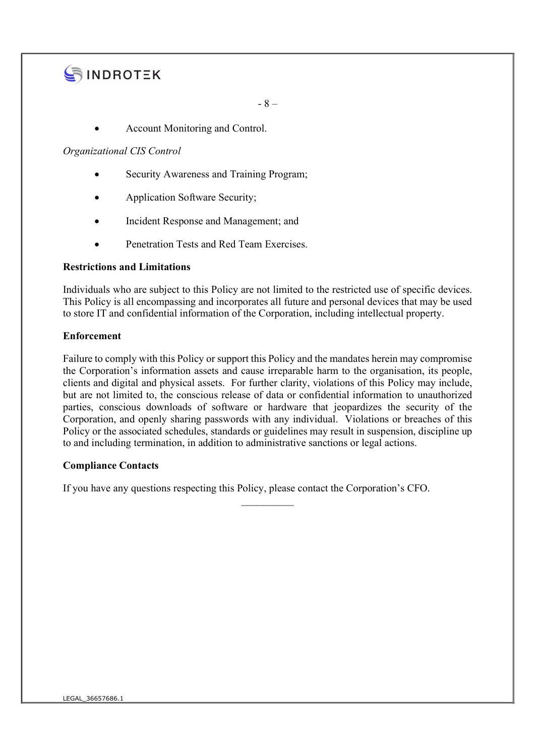- Account Monitoring and Control.

*Organizational CIS Control*

- Security Awareness and Training Program;
- Application Software Security;
- Incident Response and Management; and
- Penetration Tests and Red Team Exercises.

**Restrictions and Limitations**

Individuals who are subject to this Policy are not limited to the restricted use of specific devices. This Policy is all encompassing and incorporates all future and personal devices that may be used to store IT and confidential information of the Corporation, including intellectual property.

**Enforcement**

Failure to comply with this Policy or support this Policy and the mandates herein may compromise the Corporation's information assets and cause irreparable harm to the organisation, its people, clients and digital and physical assets. For further clarity, violations of this Policy may include, but are not limited to, the conscious release of data or confidential information to unauthorized parties, conscious downloads of software or hardware that jeopardizes the security of the Corporation, and openly sharing passwords with any individual. Violations or breaches of this Policy or the associated schedules, standards or guidelines may result in suspension, discipline up to and including termination, in addition to administrative sanctions or legal actions.

**Compliance Contacts**

If you have any questions respecting this Policy, please contact the Corporation's CFO.

---